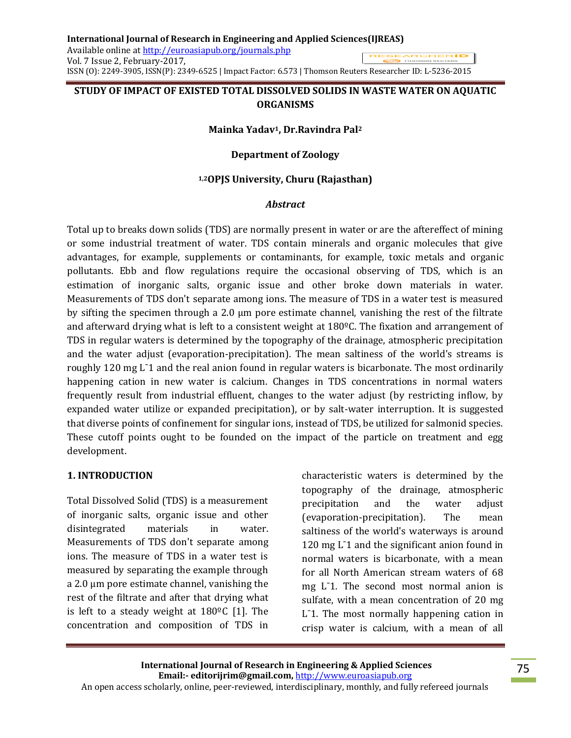# STUDY OF IMPACT OF EXISTED TOTAL DISSOLVED SOLIDS IN WASTE WATER ON AQUATIC ORGANISMS

**Mainka Yadav[1], Dr.Ravindra Pal[2]**

**Department of Zoology**

**[1,2]OPJS University, Churu (Rajasthan)**

## *Abstract*

Total up to breaks down solids (TDS) are normally present in water or are the aftereffect of mining or some industrial treatment of water. TDS contain minerals and organic molecules that give advantages, for example, supplements or contaminants, for example, toxic metals and organic pollutants. Ebb and flow regulations require the occasional observing of TDS, which is an estimation of inorganic salts, organic issue and other broke down materials in water. Measurements of TDS don't separate among ions. The measure of TDS in a water test is measured by sifting the specimen through a 2.0 µm pore estimate channel, vanishing the rest of the filtrate and afterward drying what is left to a consistent weight at 180ºC. The fixation and arrangement of TDS in regular waters is determined by the topography of the drainage, atmospheric precipitation and the water adjust (evaporation-precipitation). The mean saltiness of the world's streams is roughly 120 mg $L^{-1}$ and the real anion found in regular waters is bicarbonate. The most ordinarily happening cation in new water is calcium. Changes in TDS concentrations in normal waters frequently result from industrial effluent, changes to the water adjust (by restricting inflow, by expanded water utilize or expanded precipitation), or by salt-water interruption. It is suggested that diverse points of confinement for singular ions, instead of TDS, be utilized for salmonid species. These cutoff points ought to be founded on the impact of the particle on treatment and egg development.

## 1. INTRODUCTION

Total Dissolved Solid (TDS) is a measurement of inorganic salts, organic issue and other disintegrated materials in water. Measurements of TDS don't separate among ions. The measure of TDS in a water test is measured by separating the example through a 2.0 µm pore estimate channel, vanishing the rest of the filtrate and after that drying what is left to a steady weight at 180ºC [1]. The concentration and composition of TDS in characteristic waters is determined by the topography of the drainage, atmospheric precipitation and the water adjust (evaporation-precipitation). The mean saltiness of the world's waterways is around 120 mg $L^{-1}$ and the significant anion found in normal waters is bicarbonate, with a mean for all North American stream waters of 68 mg $L^{-1}$. The second most normal anion is sulfate, with a mean concentration of 20 mg $L^{-1}$. The most normally happening cation in crisp water is calcium, with a mean of all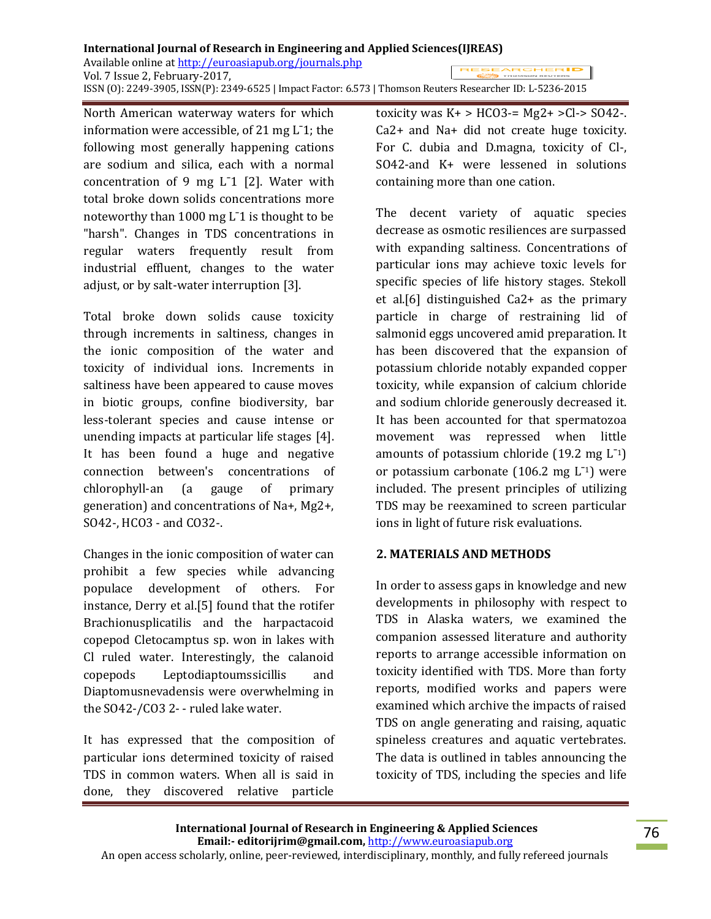North American waterway waters for which information were accessible, of 21 mg $L^{-1}$; the following most generally happening cations are sodium and silica, each with a normal concentration of 9 mg $L^{-1}$ [2]. Water with total broke down solids concentrations more noteworthy than 1000 mg $L^{-1}$ is thought to be "harsh". Changes in TDS concentrations in regular waters frequently result from industrial effluent, changes to the water adjust, or by salt-water interruption [3].

Total broke down solids cause toxicity through increments in saltiness, changes in the ionic composition of the water and toxicity of individual ions. Increments in saltiness have been appeared to cause moves in biotic groups, confine biodiversity, bar less-tolerant species and cause intense or unending impacts at particular life stages [4]. It has been found a huge and negative connection between's concentrations of chlorophyll-an (a gauge of primary generation) and concentrations of $Na^{+}$, $Mg^{2+}$, $SO_4^{2-}$, $HCO_3^{-}$ and $CO_3^{2-}$.

Changes in the ionic composition of water can prohibit a few species while advancing populace development of others. For instance, Derry et al.[5] found that the rotifer Brachionusplicatilis and the harpactacoid copepod Cletocamptus sp. won in lakes with Cl ruled water. Interestingly, the calanoid copepods Leptodiaptoumssicillis and Diaptomusnevadensis were overwhelming in the $SO_4^{2-}$/$CO_3^{2-}$ - ruled lake water.

It has expressed that the composition of particular ions determined toxicity of raised TDS in common waters. When all is said in done, they discovered relative particle toxicity was $K^{+} > HCO_3^{-} = Mg^{2+} > Cl^{-} > SO_4^{2-}$. $Ca^{2+}$ and $Na^{+}$ did not create huge toxicity. For C. dubia and D.magna, toxicity of $Cl^{-}$, $SO_4^{2-}$ and $K^{+}$ were lessened in solutions containing more than one cation.

The decent variety of aquatic species decrease as osmotic resiliences are surpassed with expanding saltiness. Concentrations of particular ions may achieve toxic levels for specific species of life history stages. Stekoll et al.[6] distinguished $Ca^{2+}$ as the primary particle in charge of restraining lid of salmonid eggs uncovered amid preparation. It has been discovered that the expansion of potassium chloride notably expanded copper toxicity, while expansion of calcium chloride and sodium chloride generously decreased it. It has been accounted for that spermatozoa movement was repressed when little amounts of potassium chloride (19.2 mg $L^{-1}$) or potassium carbonate (106.2 mg $L^{-1}$) were included. The present principles of utilizing TDS may be reexamined to screen particular ions in light of future risk evaluations.

## 2. MATERIALS AND METHODS

In order to assess gaps in knowledge and new developments in philosophy with respect to TDS in Alaska waters, we examined the companion assessed literature and authority reports to arrange accessible information on toxicity identified with TDS. More than forty reports, modified works and papers were examined which archive the impacts of raised TDS on angle generating and raising, aquatic spineless creatures and aquatic vertebrates. The data is outlined in tables announcing the toxicity of TDS, including the species and life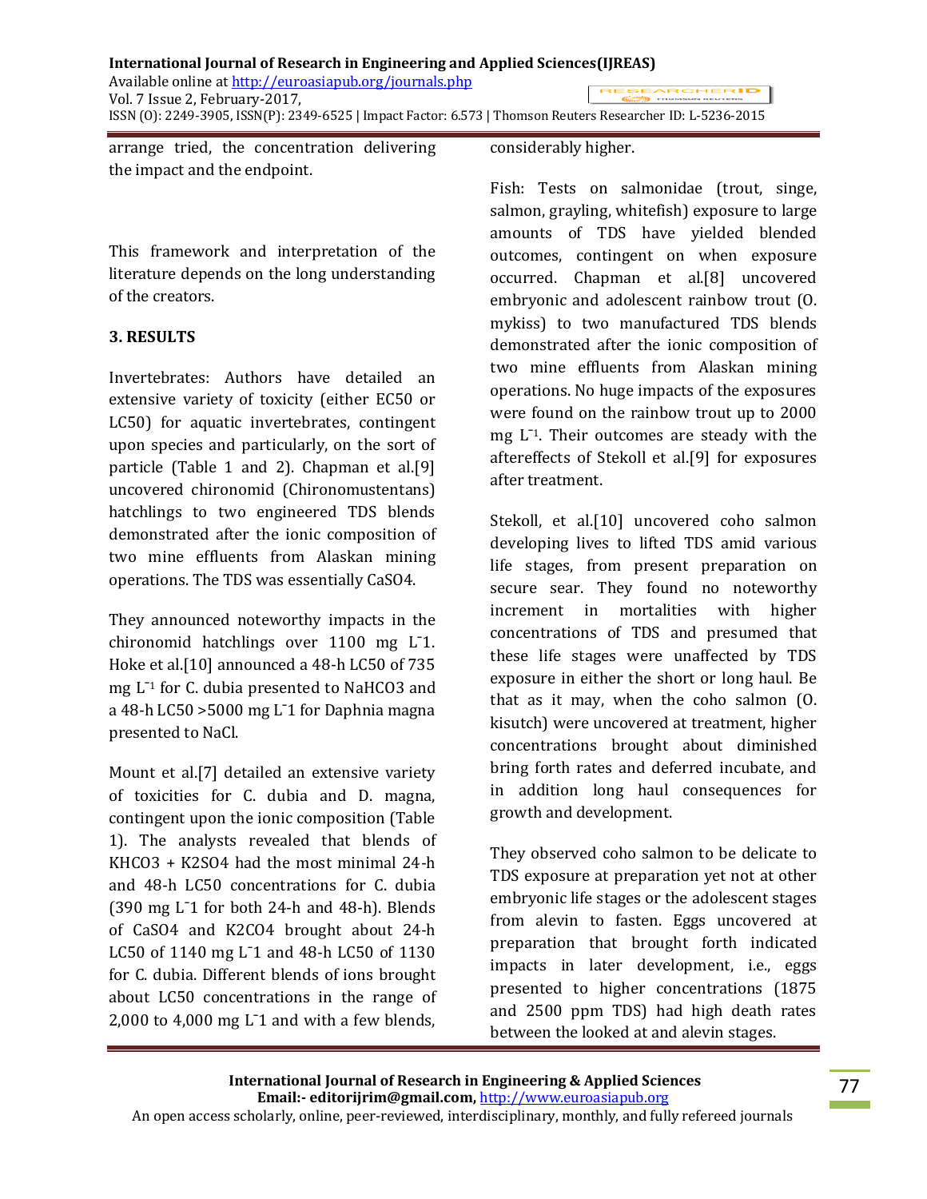arrange tried, the concentration delivering the impact and the endpoint.

This framework and interpretation of the literature depends on the long understanding of the creators.

## 3. RESULTS

Invertebrates: Authors have detailed an extensive variety of toxicity (either EC50 or LC50) for aquatic invertebrates, contingent upon species and particularly, on the sort of particle (Table 1 and 2). Chapman et al.[9] uncovered chironomid (Chironomustentans) hatchlings to two engineered TDS blends demonstrated after the ionic composition of two mine effluents from Alaskan mining operations. The TDS was essentially $CaSO_4$.

They announced noteworthy impacts in the chironomid hatchlings over 1100 mg $L^{-1}$. Hoke et al.[10] announced a 48-h LC50 of 735 mg $L^{-1}$ for C. dubia presented to $NaHCO_3$ and a 48-h LC50 >5000 mg $L^{-1}$ for Daphnia magna presented to NaCl.

Mount et al.[7] detailed an extensive variety of toxicities for C. dubia and D. magna, contingent upon the ionic composition (Table 1). The analysts revealed that blends of $KHCO_3$ + $K_2SO_4$ had the most minimal 24-h and 48-h LC50 concentrations for C. dubia (390 mg $L^{-1}$ for both 24-h and 48-h). Blends of $CaSO_4$ and $K_2CO_4$ brought about 24-h LC50 of 1140 mg $L^{-1}$ and 48-h LC50 of 1130 for C. dubia. Different blends of ions brought about LC50 concentrations in the range of 2,000 to 4,000 mg $L^{-1}$ and with a few blends, considerably higher.

Fish: Tests on salmonidae (trout, singe, salmon, grayling, whitefish) exposure to large amounts of TDS have yielded blended outcomes, contingent on when exposure occurred. Chapman et al.[8] uncovered embryonic and adolescent rainbow trout (O. mykiss) to two manufactured TDS blends demonstrated after the ionic composition of two mine effluents from Alaskan mining operations. No huge impacts of the exposures were found on the rainbow trout up to 2000 mg $L^{-1}$. Their outcomes are steady with the aftereffects of Stekoll et al.[9] for exposures after treatment.

Stekoll, et al.[10] uncovered coho salmon developing lives to lifted TDS amid various life stages, from present preparation on secure sear. They found no noteworthy increment in mortalities with higher concentrations of TDS and presumed that these life stages were unaffected by TDS exposure in either the short or long haul. Be that as it may, when the coho salmon (O. kisutch) were uncovered at treatment, higher concentrations brought about diminished bring forth rates and deferred incubate, and in addition long haul consequences for growth and development.

They observed coho salmon to be delicate to TDS exposure at preparation yet not at other embryonic life stages or the adolescent stages from alevin to fasten. Eggs uncovered at preparation that brought forth indicated impacts in later development, i.e., eggs presented to higher concentrations (1875 and 2500 ppm TDS) had high death rates between the looked at and alevin stages.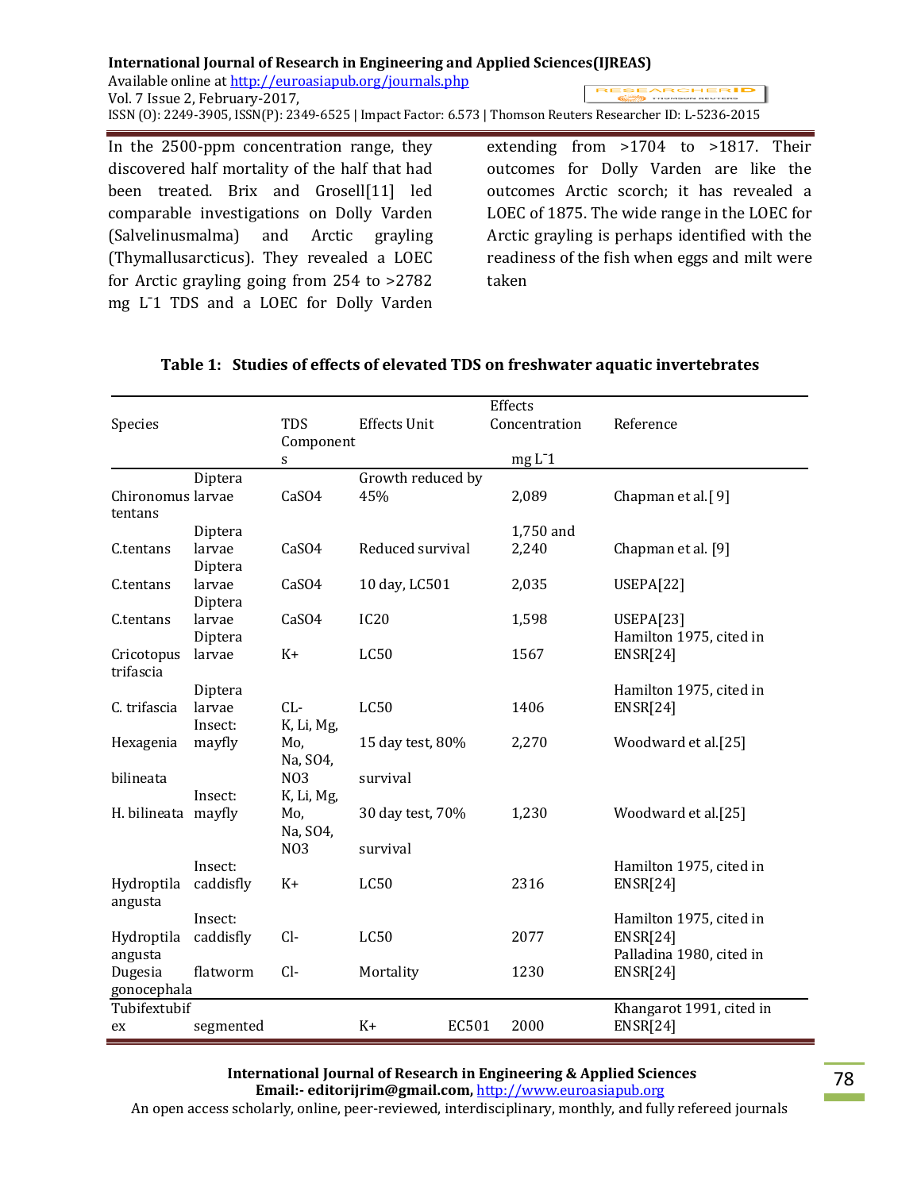In the 2500-ppm concentration range, they discovered half mortality of the half that had been treated. Brix and Grosell[11] led comparable investigations on Dolly Varden (Salvelinusmalma) and Arctic grayling (Thymallusarcticus). They revealed a LOEC for Arctic grayling going from 254 to >2782 mg $L^{-1}$ TDS and a LOEC for Dolly Varden extending from >1704 to >1817. Their outcomes for Dolly Varden are like the outcomes Arctic scorch; it has revealed a LOEC of 1875. The wide range in the LOEC for Arctic grayling is perhaps identified with the readiness of the fish when eggs and milt were taken

**Table 1: Studies of effects of elevated TDS on freshwater aquatic invertebrates**

| Species | | TDS Components | Effects Unit | Effects Concentration mg $L^{-1}$ | Reference |
|---|---|---|---|---|---|
| Chironomus tentans | Diptera larvae | $CaSO_4$ | Growth reduced by 45% | 2,089 | Chapman et al.[9] |
| C.tentans | Diptera larvae | $CaSO_4$ | Reduced survival | 1,750 and 2,240 | Chapman et al. [9] |
| C.tentans | Diptera larvae | $CaSO_4$ | 10 day, LC501 | 2,035 | USEPA[22] |
| C.tentans | Diptera larvae | $CaSO_4$ | IC20 | 1,598 | USEPA[23] |
| Cricotopus trifascia | Diptera larvae | $K^+$ | LC50 | 1567 | Hamilton 1975, cited in ENSR[24] |
| C. trifascia | Diptera larvae | $CL^-$ | LC50 | 1406 | Hamilton 1975, cited in ENSR[24] |
| Hexagenia bilineata | Insect: mayfly | K, Li, Mg, Mo, Na, $SO_4$, $NO_3$ | 15 day test, 80% survival | 2,270 | Woodward et al.[25] |
| H. bilineata | Insect: mayfly | K, Li, Mg, Mo, Na, $SO_4$, $NO_3$ | 30 day test, 70% survival | 1,230 | Woodward et al.[25] |
| Hydroptila angusta | Insect: caddisfly | $K^+$ | LC50 | 2316 | Hamilton 1975, cited in ENSR[24] |
| Hydroptila angusta | Insect: caddisfly | $Cl^-$ | LC50 | 2077 | Hamilton 1975, cited in ENSR[24] |
| Dugesia gonocephala | flatworm | $Cl^-$ | Mortality | 1230 | Palladina 1980, cited in ENSR[24] |
| Tubifextubifex | segmented | | $K^+$ EC501 | 2000 | Khangarot 1991, cited in ENSR[24] |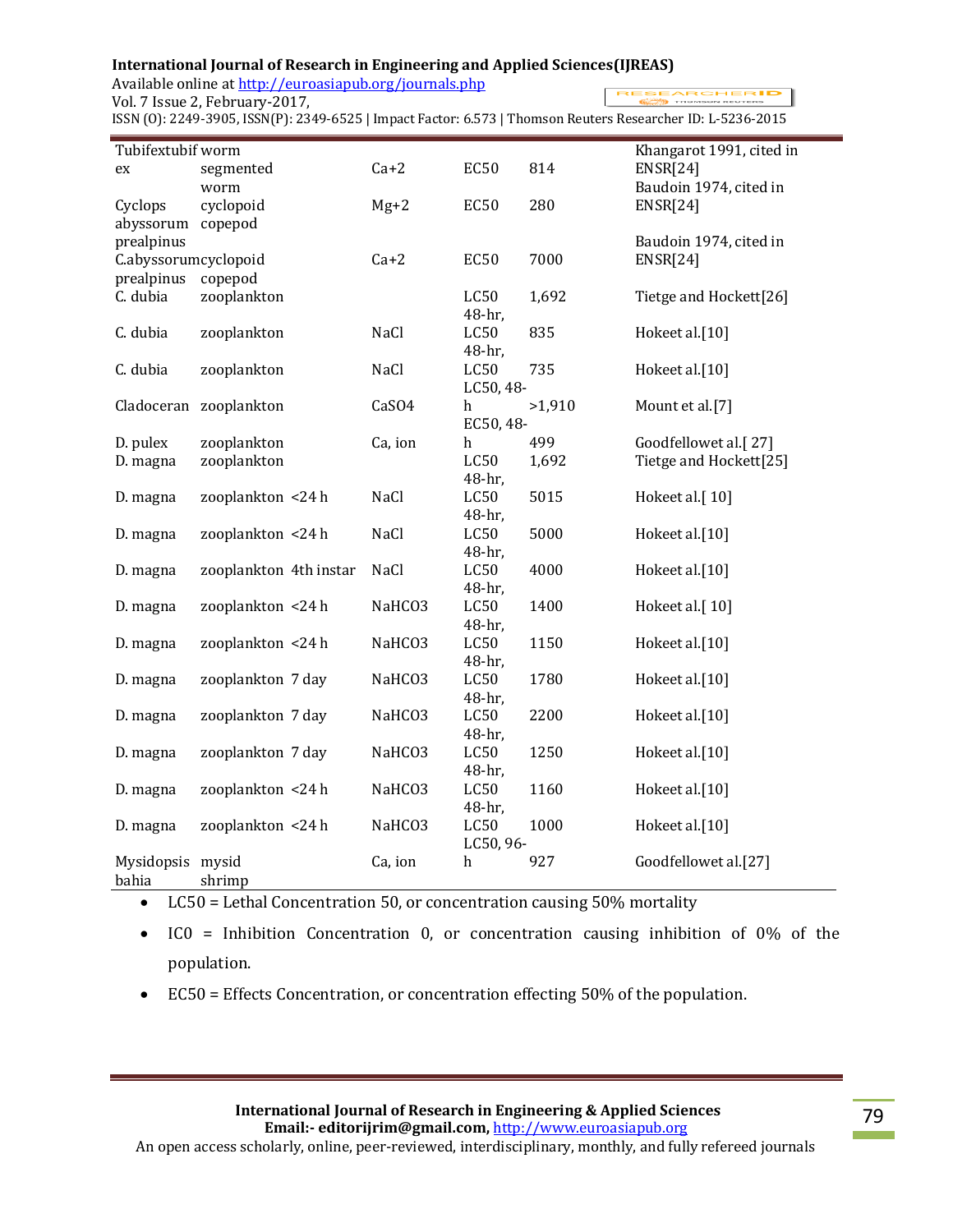| | | | | | |
|---|---|---|---|---|---|
| Tubifextubifex | worm segmented worm | $Ca^{+2}$ | EC50 | 814 | Khangarot 1991, cited in ENSR[24] |
| Cyclops abyssorum prealpinus | cyclopoid copepod | $Mg^{+2}$ | EC50 | 280 | Baudoin 1974, cited in ENSR[24] |
| C.abyssorum prealpinus | cyclopoid copepod | $Ca^{+2}$ | EC50 | 7000 | Baudoin 1974, cited in ENSR[24] |
| C. dubia | zooplankton | | LC50 | 1,692 | Tietge and Hockett[26] |
| C. dubia | zooplankton | NaCl | 48-hr, LC50 | 835 | Hokeet al.[10] |
| C. dubia | zooplankton | NaCl | 48-hr, LC50 | 735 | Hokeet al.[10] |
| Cladoceran | zooplankton | $CaSO_4$ | LC50, 48-h | >1,910 | Mount et al.[7] |
| D. pulex | zooplankton | Ca, ion | EC50, 48-h | 499 | Goodfellowet al.[ 27] |
| D. magna | zooplankton | | LC50 | 1,692 | Tietge and Hockett[25] |
| D. magna | zooplankton <24 h | NaCl | 48-hr, LC50 | 5015 | Hokeet al.[ 10] |
| D. magna | zooplankton <24 h | NaCl | 48-hr, LC50 | 5000 | Hokeet al.[10] |
| D. magna | zooplankton 4th instar | NaCl | 48-hr, LC50 | 4000 | Hokeet al.[10] |
| D. magna | zooplankton <24 h | $NaHCO_3$ | 48-hr, LC50 | 1400 | Hokeet al.[ 10] |
| D. magna | zooplankton <24 h | $NaHCO_3$ | 48-hr, LC50 | 1150 | Hokeet al.[10] |
| D. magna | zooplankton 7 day | $NaHCO_3$ | 48-hr, LC50 | 1780 | Hokeet al.[10] |
| D. magna | zooplankton 7 day | $NaHCO_3$ | 48-hr, LC50 | 2200 | Hokeet al.[10] |
| D. magna | zooplankton 7 day | $NaHCO_3$ | 48-hr, LC50 | 1250 | Hokeet al.[10] |
| D. magna | zooplankton <24 h | $NaHCO_3$ | 48-hr, LC50 | 1160 | Hokeet al.[10] |
| D. magna | zooplankton <24 h | $NaHCO_3$ | 48-hr, LC50 | 1000 | Hokeet al.[10] |
| Mysidopsis bahia | mysid shrimp | Ca, ion | LC50, 96-h | 927 | Goodfellowet al.[27] |

- LC50 = Lethal Concentration 50, or concentration causing 50% mortality
- IC0 = Inhibition Concentration 0, or concentration causing inhibition of 0% of the population.
- EC50 = Effects Concentration, or concentration effecting 50% of the population.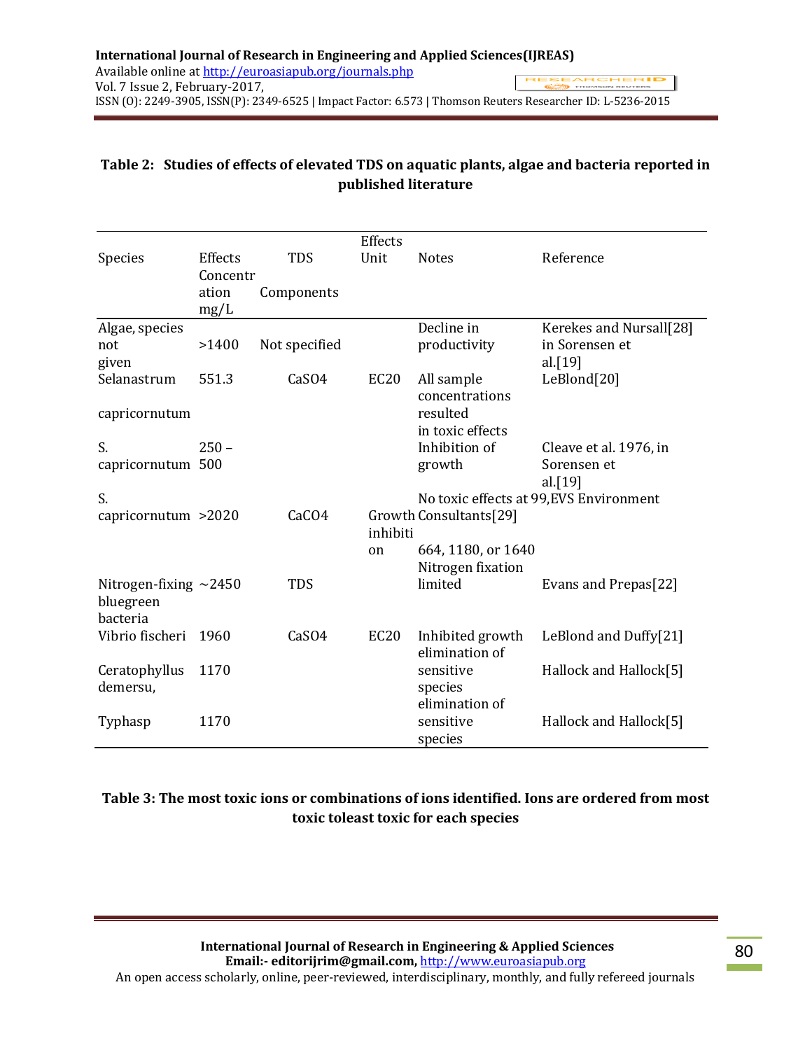**Table 2: Studies of effects of elevated TDS on aquatic plants, algae and bacteria reported in published literature**

| Species | Effects Concentration mg/L | TDS Components | Effects Unit | Notes | Reference |
|---|---|---|---|---|---|
| Algae, species not given | >1400 | Not specified | | Decline in productivity | Kerekes and Nursall[28] in Sorensen et al.[19] |
| Selanastrum capricornutum | 551.3 | $CaSO4$ | EC20 | All sample concentrations resulted in toxic effects | LeBlond[20] |
| S. capricornutum | 250 – 500 | | | Inhibition of growth | Cleave et al. 1976, in Sorensen et al.[19] |
| S. capricornutum | >2020 | $CaCO4$ | Growth inhibition | No toxic effects at 99, 664, 1180, or 1640 | EVS Environment Consultants[29] |
| Nitrogen-fixing bluegreen bacteria | ~2450 | TDS | | Nitrogen fixation limited | Evans and Prepas[22] |
| Vibrio fischeri | 1960 | $CaSO4$ | EC20 | Inhibited growth | LeBlond and Duffy[21] |
| Ceratophyllus demersu, | 1170 | | | elimination of sensitive species | Hallock and Hallock[5] |
| Typhasp | 1170 | | | elimination of sensitive species | Hallock and Hallock[5] |

**Table 3: The most toxic ions or combinations of ions identified. Ions are ordered from most toxic toleast toxic for each species**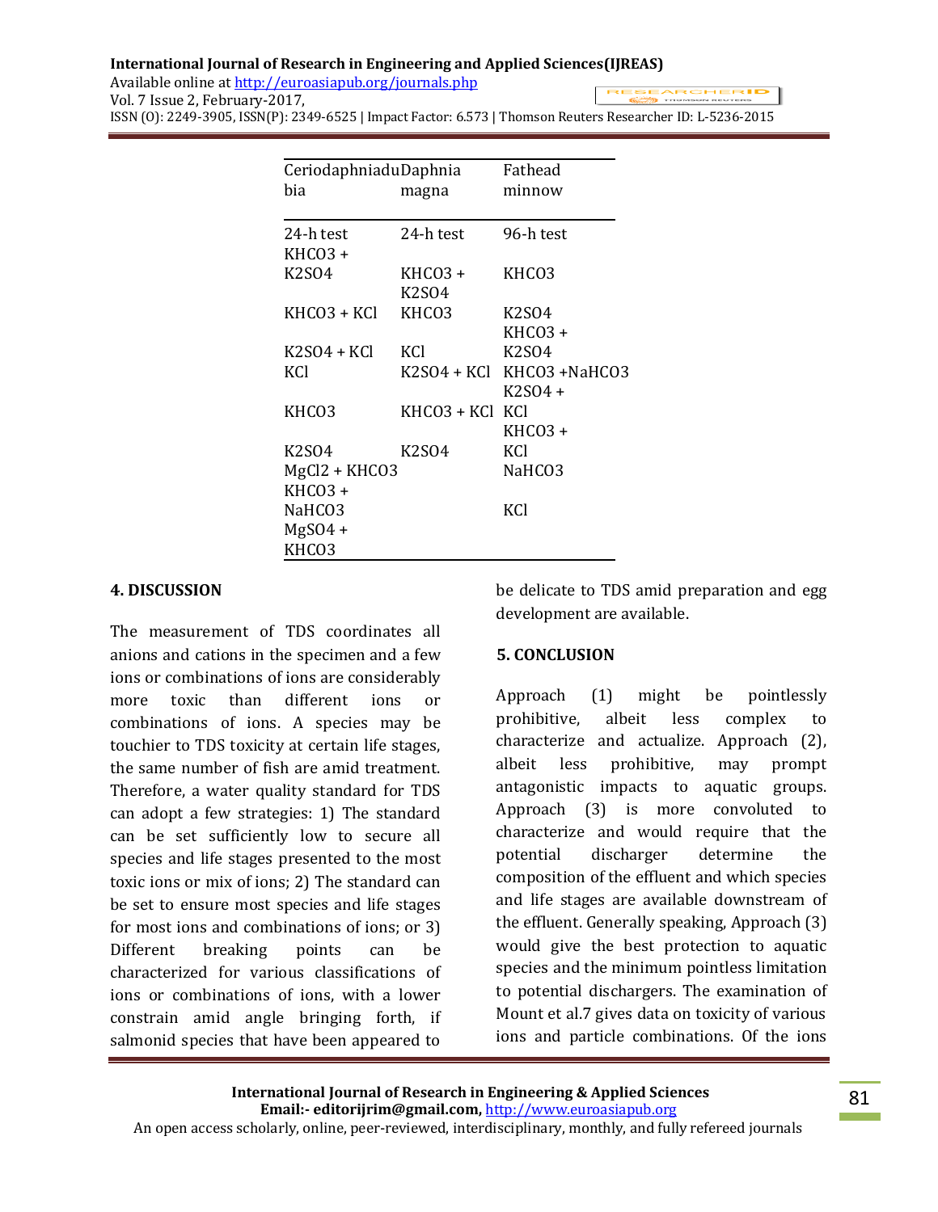| Ceriodaphnia dubia | Daphnia magna | Fathead minnow |
|---|---|---|
| 24-h test | 24-h test | 96-h test |
| $KHCO_3$ + $K_2SO_4$ | $KHCO_3$ + $K_2SO_4$ | $KHCO_3$ |
| $KHCO_3$ + $KCl$ | $KHCO_3$ | $K_2SO_4$ |
| $K_2SO_4$ + $KCl$ | $KCl$ | $KHCO_3$ + $K_2SO_4$ |
| $KCl$ | $K_2SO_4$ + $KCl$ | $KHCO_3$ + $NaHCO_3$ |
| $KHCO_3$ | $KHCO_3$ + $KCl$ | $K_2SO_4$ + $KCl$ |
| $K_2SO_4$ | $K_2SO_4$ | $KHCO_3$ + $KCl$ |
| $MgCl_2$ + $KHCO_3$ | | $NaHCO_3$ |
| $KHCO_3$ + $NaHCO_3$ | | $KCl$ |
| $MgSO_4$ + $KHCO_3$ | | |

## 4. DISCUSSION

The measurement of TDS coordinates all anions and cations in the specimen and a few ions or combinations of ions are considerably more toxic than different ions or combinations of ions. A species may be touchier to TDS toxicity at certain life stages, the same number of fish are amid treatment. Therefore, a water quality standard for TDS can adopt a few strategies: 1) The standard can be set sufficiently low to secure all species and life stages presented to the most toxic ions or mix of ions; 2) The standard can be set to ensure most species and life stages for most ions and combinations of ions; or 3) Different breaking points can be characterized for various classifications of ions or combinations of ions, with a lower constrain amid angle bringing forth, if salmonid species that have been appeared to be delicate to TDS amid preparation and egg development are available.

## 5. CONCLUSION

Approach (1) might be pointlessly prohibitive, albeit less complex to characterize and actualize. Approach (2), albeit less prohibitive, may prompt antagonistic impacts to aquatic groups. Approach (3) is more convoluted to characterize and would require that the potential discharger determine the composition of the effluent and which species and life stages are available downstream of the effluent. Generally speaking, Approach (3) would give the best protection to aquatic species and the minimum pointless limitation to potential dischargers. The examination of Mount et al.7 gives data on toxicity of various ions and particle combinations. Of the ions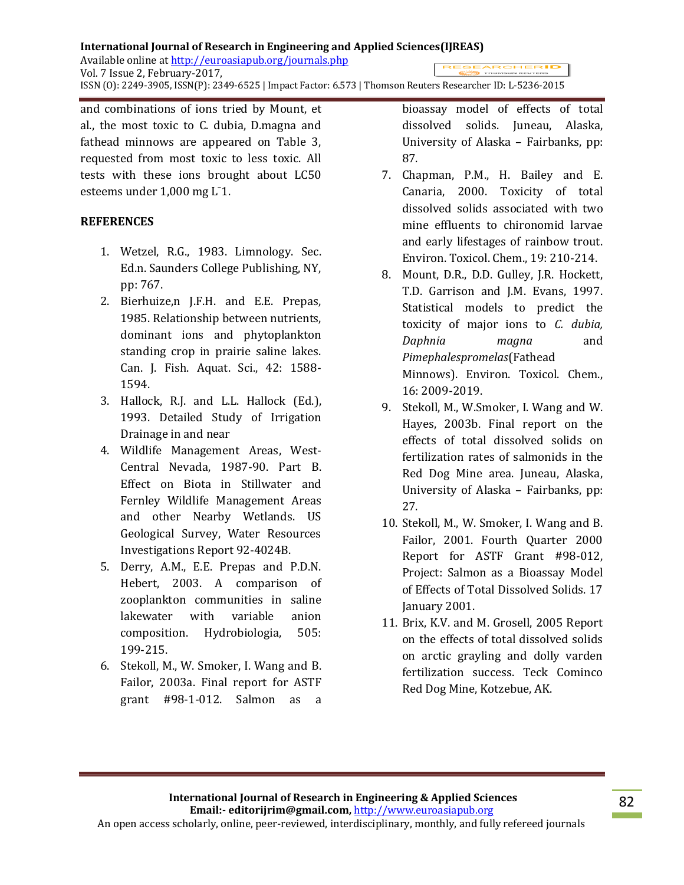and combinations of ions tried by Mount, et al., the most toxic to C. dubia, D.magna and fathead minnows are appeared on Table 3, requested from most toxic to less toxic. All tests with these ions brought about LC50 esteems under 1,000 mg L¯1.

## REFERENCES

1. Wetzel, R.G., 1983. Limnology. Sec. Ed.n. Saunders College Publishing, NY, pp: 767.
2. Bierhuize,n J.F.H. and E.E. Prepas, 1985. Relationship between nutrients, dominant ions and phytoplankton standing crop in prairie saline lakes. Can. J. Fish. Aquat. Sci., 42: 1588-1594.
3. Hallock, R.J. and L.L. Hallock (Ed.), 1993. Detailed Study of Irrigation Drainage in and near
4. Wildlife Management Areas, West-Central Nevada, 1987-90. Part B. Effect on Biota in Stillwater and Fernley Wildlife Management Areas and other Nearby Wetlands. US Geological Survey, Water Resources Investigations Report 92-4024B.
5. Derry, A.M., E.E. Prepas and P.D.N. Hebert, 2003. A comparison of zooplankton communities in saline lakewater with variable anion composition. Hydrobiologia, 505: 199-215.
6. Stekoll, M., W. Smoker, I. Wang and B. Failor, 2003a. Final report for ASTF grant #98-1-012. Salmon as a bioassay model of effects of total dissolved solids. Juneau, Alaska, University of Alaska – Fairbanks, pp: 87.
7. Chapman, P.M., H. Bailey and E. Canaria, 2000. Toxicity of total dissolved solids associated with two mine effluents to chironomid larvae and early lifestages of rainbow trout. Environ. Toxicol. Chem., 19: 210-214.
8. Mount, D.R., D.D. Gulley, J.R. Hockett, T.D. Garrison and J.M. Evans, 1997. Statistical models to predict the toxicity of major ions to *C. dubia, Daphnia magna* and *Pimephalespromelas*(Fathead Minnows). Environ. Toxicol. Chem., 16: 2009-2019.
9. Stekoll, M., W.Smoker, I. Wang and W. Hayes, 2003b. Final report on the effects of total dissolved solids on fertilization rates of salmonids in the Red Dog Mine area. Juneau, Alaska, University of Alaska – Fairbanks, pp: 27.
10. Stekoll, M., W. Smoker, I. Wang and B. Failor, 2001. Fourth Quarter 2000 Report for ASTF Grant #98-012, Project: Salmon as a Bioassay Model of Effects of Total Dissolved Solids. 17 January 2001.
11. Brix, K.V. and M. Grosell, 2005 Report on the effects of total dissolved solids on arctic grayling and dolly varden fertilization success. Teck Cominco Red Dog Mine, Kotzebue, AK.